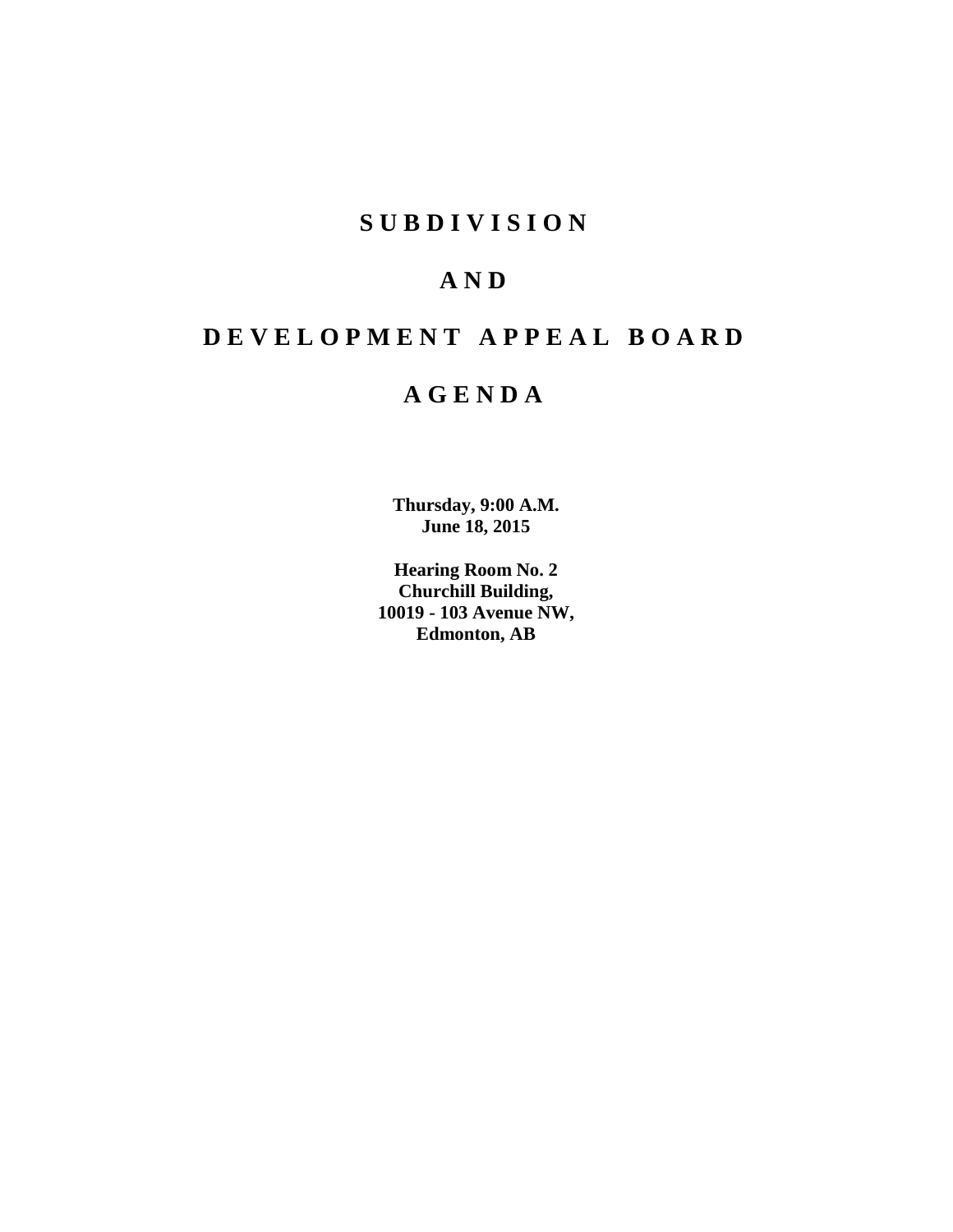# S U B D I V I S I O N

# A N D

# D E V E L O P M E N T   A P P E A L   B O A R D

# A G E N D A

**Thursday, 9:00 A.M.**
**June 18, 2015**

**Hearing Room No. 2**
**Churchill Building,**
**10019 - 103 Avenue NW,**
**Edmonton, AB**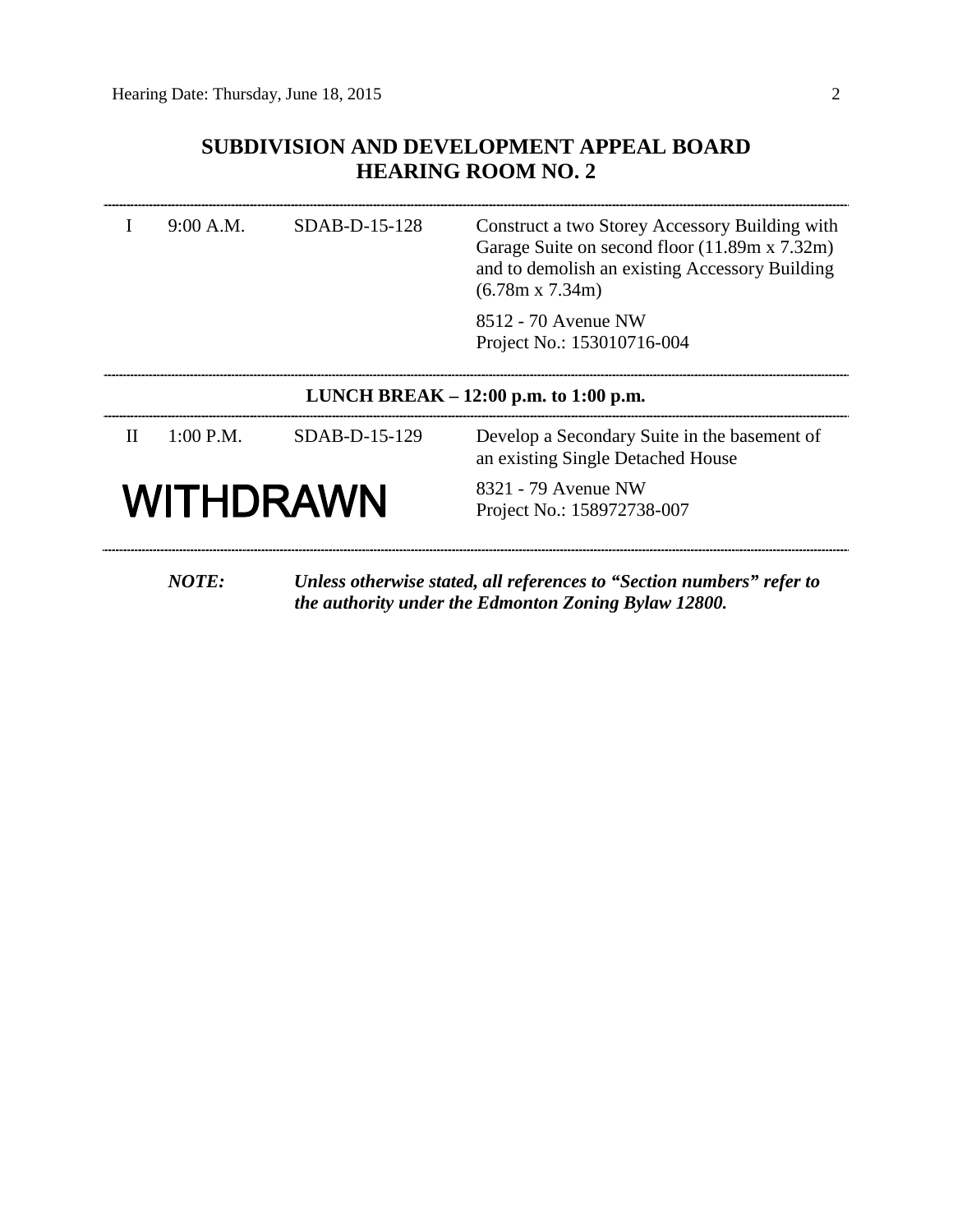## SUBDIVISION AND DEVELOPMENT APPEAL BOARD
## HEARING ROOM NO. 2

| | | | |
|---|---|---|---|
| I | 9:00 A.M. | SDAB-D-15-128 | Construct a two Storey Accessory Building with Garage Suite on second floor (11.89m x 7.32m) and to demolish an existing Accessory Building (6.78m x 7.34m)<br><br>8512 - 70 Avenue NW<br>Project No.: 153010716-004 |

**LUNCH BREAK – 12:00 p.m. to 1:00 p.m.**

| | | | |
|---|---|---|---|
| II | 1:00 P.M. | SDAB-D-15-129 | Develop a Secondary Suite in the basement of an existing Single Detached House<br><br>8321 - 79 Avenue NW<br>Project No.: 158972738-007 |

**WITHDRAWN**

***NOTE:*** ***Unless otherwise stated, all references to "Section numbers" refer to the authority under the Edmonton Zoning Bylaw 12800.***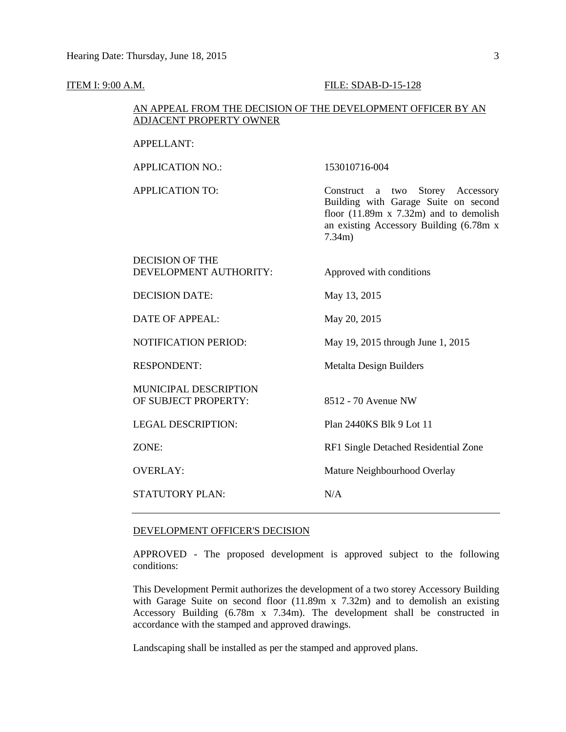ITEM I: 9:00 A.M. FILE: SDAB-D-15-128

AN APPEAL FROM THE DECISION OF THE DEVELOPMENT OFFICER BY AN ADJACENT PROPERTY OWNER

| | |
|---|---|
| APPELLANT: | |
| APPLICATION NO.: | 153010716-004 |
| APPLICATION TO: | Construct a two Storey Accessory Building with Garage Suite on second floor (11.89m x 7.32m) and to demolish an existing Accessory Building (6.78m x 7.34m) |
| DECISION OF THE DEVELOPMENT AUTHORITY: | Approved with conditions |
| DECISION DATE: | May 13, 2015 |
| DATE OF APPEAL: | May 20, 2015 |
| NOTIFICATION PERIOD: | May 19, 2015 through June 1, 2015 |
| RESPONDENT: | Metalta Design Builders |
| MUNICIPAL DESCRIPTION OF SUBJECT PROPERTY: | 8512 - 70 Avenue NW |
| LEGAL DESCRIPTION: | Plan 2440KS Blk 9 Lot 11 |
| ZONE: | RF1 Single Detached Residential Zone |
| OVERLAY: | Mature Neighbourhood Overlay |
| STATUTORY PLAN: | N/A |

---

DEVELOPMENT OFFICER'S DECISION

APPROVED - The proposed development is approved subject to the following conditions:

This Development Permit authorizes the development of a two storey Accessory Building with Garage Suite on second floor (11.89m x 7.32m) and to demolish an existing Accessory Building (6.78m x 7.34m). The development shall be constructed in accordance with the stamped and approved drawings.

Landscaping shall be installed as per the stamped and approved plans.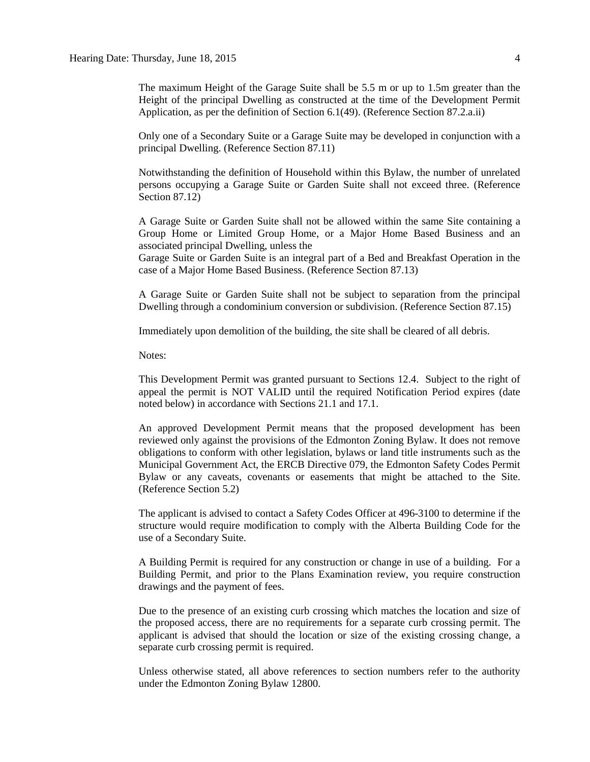The maximum Height of the Garage Suite shall be 5.5 m or up to 1.5m greater than the Height of the principal Dwelling as constructed at the time of the Development Permit Application, as per the definition of Section 6.1(49). (Reference Section 87.2.a.ii)

Only one of a Secondary Suite or a Garage Suite may be developed in conjunction with a principal Dwelling. (Reference Section 87.11)

Notwithstanding the definition of Household within this Bylaw, the number of unrelated persons occupying a Garage Suite or Garden Suite shall not exceed three. (Reference Section 87.12)

A Garage Suite or Garden Suite shall not be allowed within the same Site containing a Group Home or Limited Group Home, or a Major Home Based Business and an associated principal Dwelling, unless the
Garage Suite or Garden Suite is an integral part of a Bed and Breakfast Operation in the case of a Major Home Based Business. (Reference Section 87.13)

A Garage Suite or Garden Suite shall not be subject to separation from the principal Dwelling through a condominium conversion or subdivision. (Reference Section 87.15)

Immediately upon demolition of the building, the site shall be cleared of all debris.

Notes:

This Development Permit was granted pursuant to Sections 12.4. Subject to the right of appeal the permit is NOT VALID until the required Notification Period expires (date noted below) in accordance with Sections 21.1 and 17.1.

An approved Development Permit means that the proposed development has been reviewed only against the provisions of the Edmonton Zoning Bylaw. It does not remove obligations to conform with other legislation, bylaws or land title instruments such as the Municipal Government Act, the ERCB Directive 079, the Edmonton Safety Codes Permit Bylaw or any caveats, covenants or easements that might be attached to the Site. (Reference Section 5.2)

The applicant is advised to contact a Safety Codes Officer at 496-3100 to determine if the structure would require modification to comply with the Alberta Building Code for the use of a Secondary Suite.

A Building Permit is required for any construction or change in use of a building. For a Building Permit, and prior to the Plans Examination review, you require construction drawings and the payment of fees.

Due to the presence of an existing curb crossing which matches the location and size of the proposed access, there are no requirements for a separate curb crossing permit. The applicant is advised that should the location or size of the existing crossing change, a separate curb crossing permit is required.

Unless otherwise stated, all above references to section numbers refer to the authority under the Edmonton Zoning Bylaw 12800.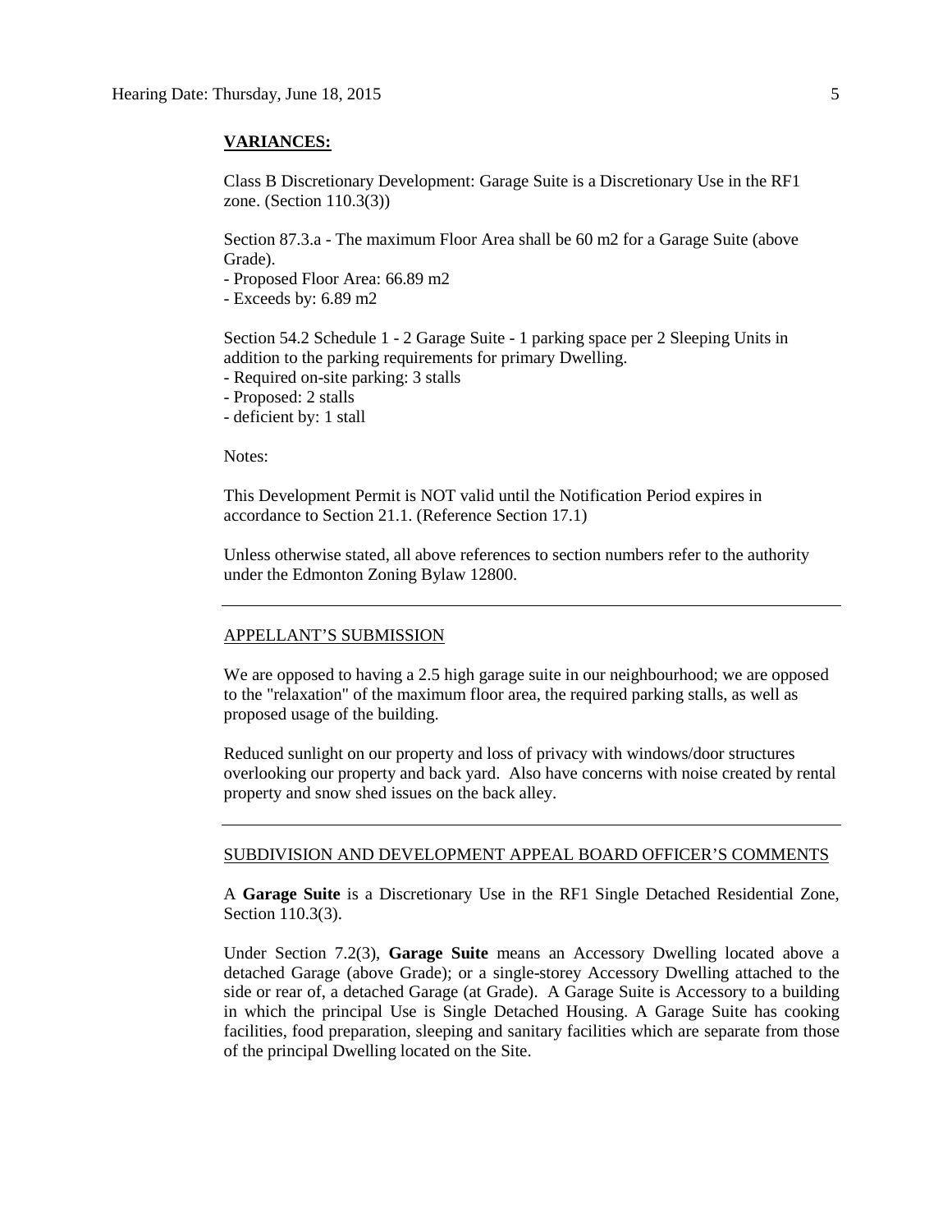**VARIANCES:**

Class B Discretionary Development: Garage Suite is a Discretionary Use in the RF1 zone. (Section 110.3(3))

Section 87.3.a - The maximum Floor Area shall be 60 m2 for a Garage Suite (above Grade).
- Proposed Floor Area: 66.89 m2
- Exceeds by: 6.89 m2

Section 54.2 Schedule 1 - 2 Garage Suite - 1 parking space per 2 Sleeping Units in addition to the parking requirements for primary Dwelling.
- Required on-site parking: 3 stalls
- Proposed: 2 stalls
- deficient by: 1 stall

Notes:

This Development Permit is NOT valid until the Notification Period expires in accordance to Section 21.1. (Reference Section 17.1)

Unless otherwise stated, all above references to section numbers refer to the authority under the Edmonton Zoning Bylaw 12800.

---

APPELLANT'S SUBMISSION

We are opposed to having a 2.5 high garage suite in our neighbourhood; we are opposed to the "relaxation" of the maximum floor area, the required parking stalls, as well as proposed usage of the building.

Reduced sunlight on our property and loss of privacy with windows/door structures overlooking our property and back yard. Also have concerns with noise created by rental property and snow shed issues on the back alley.

---

SUBDIVISION AND DEVELOPMENT APPEAL BOARD OFFICER'S COMMENTS

A **Garage Suite** is a Discretionary Use in the RF1 Single Detached Residential Zone, Section 110.3(3).

Under Section 7.2(3), **Garage Suite** means an Accessory Dwelling located above a detached Garage (above Grade); or a single-storey Accessory Dwelling attached to the side or rear of, a detached Garage (at Grade). A Garage Suite is Accessory to a building in which the principal Use is Single Detached Housing. A Garage Suite has cooking facilities, food preparation, sleeping and sanitary facilities which are separate from those of the principal Dwelling located on the Site.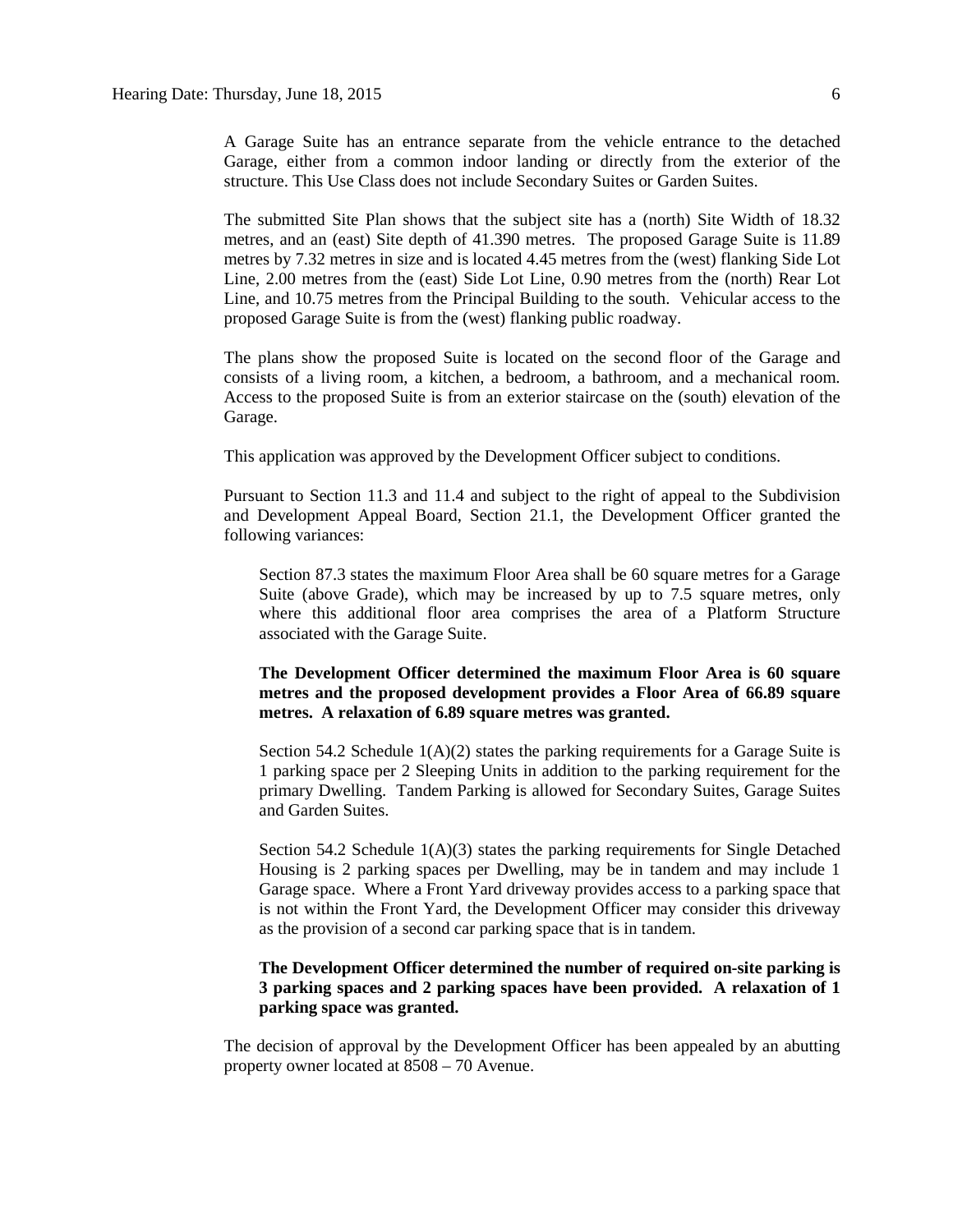A Garage Suite has an entrance separate from the vehicle entrance to the detached Garage, either from a common indoor landing or directly from the exterior of the structure. This Use Class does not include Secondary Suites or Garden Suites.

The submitted Site Plan shows that the subject site has a (north) Site Width of 18.32 metres, and an (east) Site depth of 41.390 metres. The proposed Garage Suite is 11.89 metres by 7.32 metres in size and is located 4.45 metres from the (west) flanking Side Lot Line, 2.00 metres from the (east) Side Lot Line, 0.90 metres from the (north) Rear Lot Line, and 10.75 metres from the Principal Building to the south. Vehicular access to the proposed Garage Suite is from the (west) flanking public roadway.

The plans show the proposed Suite is located on the second floor of the Garage and consists of a living room, a kitchen, a bedroom, a bathroom, and a mechanical room. Access to the proposed Suite is from an exterior staircase on the (south) elevation of the Garage.

This application was approved by the Development Officer subject to conditions.

Pursuant to Section 11.3 and 11.4 and subject to the right of appeal to the Subdivision and Development Appeal Board, Section 21.1, the Development Officer granted the following variances:

> Section 87.3 states the maximum Floor Area shall be 60 square metres for a Garage Suite (above Grade), which may be increased by up to 7.5 square metres, only where this additional floor area comprises the area of a Platform Structure associated with the Garage Suite.
>
> **The Development Officer determined the maximum Floor Area is 60 square metres and the proposed development provides a Floor Area of 66.89 square metres. A relaxation of 6.89 square metres was granted.**
>
> Section 54.2 Schedule 1(A)(2) states the parking requirements for a Garage Suite is 1 parking space per 2 Sleeping Units in addition to the parking requirement for the primary Dwelling. Tandem Parking is allowed for Secondary Suites, Garage Suites and Garden Suites.
>
> Section 54.2 Schedule 1(A)(3) states the parking requirements for Single Detached Housing is 2 parking spaces per Dwelling, may be in tandem and may include 1 Garage space. Where a Front Yard driveway provides access to a parking space that is not within the Front Yard, the Development Officer may consider this driveway as the provision of a second car parking space that is in tandem.
>
> **The Development Officer determined the number of required on-site parking is 3 parking spaces and 2 parking spaces have been provided. A relaxation of 1 parking space was granted.**

The decision of approval by the Development Officer has been appealed by an abutting property owner located at 8508 – 70 Avenue.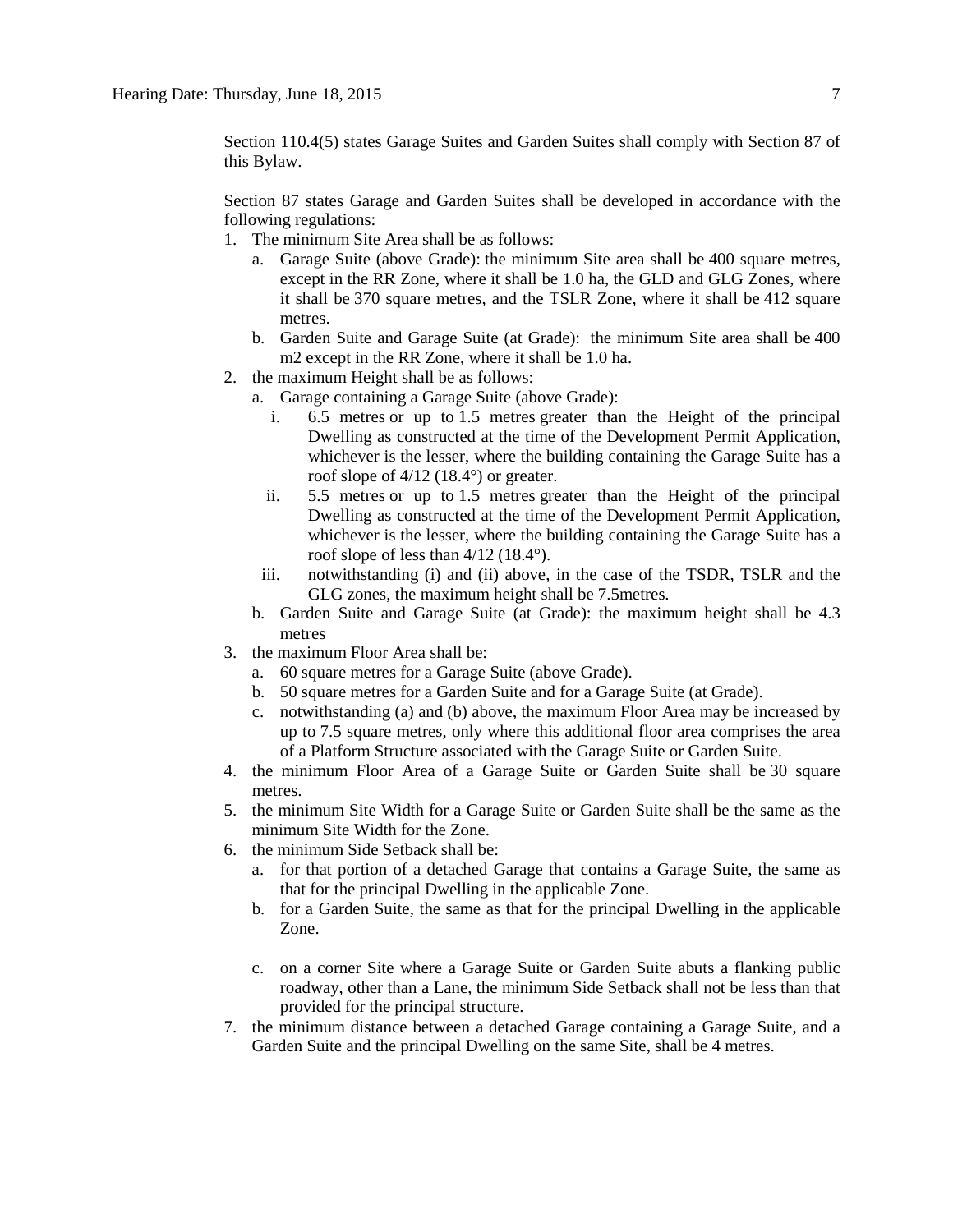Section 110.4(5) states Garage Suites and Garden Suites shall comply with Section 87 of this Bylaw.

Section 87 states Garage and Garden Suites shall be developed in accordance with the following regulations:

1. The minimum Site Area shall be as follows:
   a. Garage Suite (above Grade): the minimum Site area shall be 400 square metres, except in the RR Zone, where it shall be 1.0 ha, the GLD and GLG Zones, where it shall be 370 square metres, and the TSLR Zone, where it shall be 412 square metres.
   b. Garden Suite and Garage Suite (at Grade): the minimum Site area shall be 400 m2 except in the RR Zone, where it shall be 1.0 ha.
2. the maximum Height shall be as follows:
   a. Garage containing a Garage Suite (above Grade):
      i. 6.5 metres or up to 1.5 metres greater than the Height of the principal Dwelling as constructed at the time of the Development Permit Application, whichever is the lesser, where the building containing the Garage Suite has a roof slope of 4/12 (18.4°) or greater.
      ii. 5.5 metres or up to 1.5 metres greater than the Height of the principal Dwelling as constructed at the time of the Development Permit Application, whichever is the lesser, where the building containing the Garage Suite has a roof slope of less than 4/12 (18.4°).
      iii. notwithstanding (i) and (ii) above, in the case of the TSDR, TSLR and the GLG zones, the maximum height shall be 7.5metres.
   b. Garden Suite and Garage Suite (at Grade): the maximum height shall be 4.3 metres
3. the maximum Floor Area shall be:
   a. 60 square metres for a Garage Suite (above Grade).
   b. 50 square metres for a Garden Suite and for a Garage Suite (at Grade).
   c. notwithstanding (a) and (b) above, the maximum Floor Area may be increased by up to 7.5 square metres, only where this additional floor area comprises the area of a Platform Structure associated with the Garage Suite or Garden Suite.
4. the minimum Floor Area of a Garage Suite or Garden Suite shall be 30 square metres.
5. the minimum Site Width for a Garage Suite or Garden Suite shall be the same as the minimum Site Width for the Zone.
6. the minimum Side Setback shall be:
   a. for that portion of a detached Garage that contains a Garage Suite, the same as that for the principal Dwelling in the applicable Zone.
   b. for a Garden Suite, the same as that for the principal Dwelling in the applicable Zone.
   c. on a corner Site where a Garage Suite or Garden Suite abuts a flanking public roadway, other than a Lane, the minimum Side Setback shall not be less than that provided for the principal structure.
7. the minimum distance between a detached Garage containing a Garage Suite, and a Garden Suite and the principal Dwelling on the same Site, shall be 4 metres.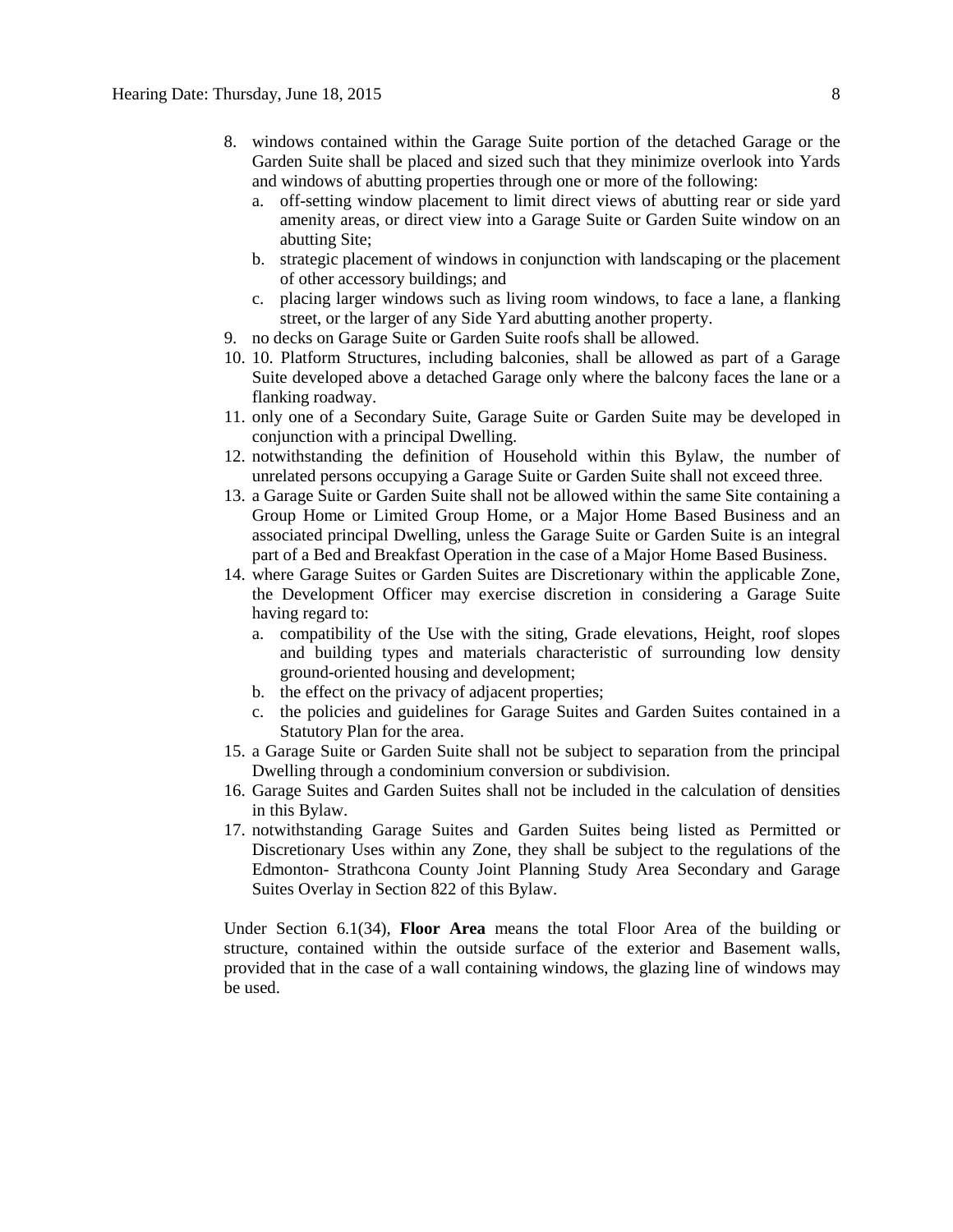8. windows contained within the Garage Suite portion of the detached Garage or the Garden Suite shall be placed and sized such that they minimize overlook into Yards and windows of abutting properties through one or more of the following:
   a. off-setting window placement to limit direct views of abutting rear or side yard amenity areas, or direct view into a Garage Suite or Garden Suite window on an abutting Site;
   b. strategic placement of windows in conjunction with landscaping or the placement of other accessory buildings; and
   c. placing larger windows such as living room windows, to face a lane, a flanking street, or the larger of any Side Yard abutting another property.
9. no decks on Garage Suite or Garden Suite roofs shall be allowed.
10. 10. Platform Structures, including balconies, shall be allowed as part of a Garage Suite developed above a detached Garage only where the balcony faces the lane or a flanking roadway.
11. only one of a Secondary Suite, Garage Suite or Garden Suite may be developed in conjunction with a principal Dwelling.
12. notwithstanding the definition of Household within this Bylaw, the number of unrelated persons occupying a Garage Suite or Garden Suite shall not exceed three.
13. a Garage Suite or Garden Suite shall not be allowed within the same Site containing a Group Home or Limited Group Home, or a Major Home Based Business and an associated principal Dwelling, unless the Garage Suite or Garden Suite is an integral part of a Bed and Breakfast Operation in the case of a Major Home Based Business.
14. where Garage Suites or Garden Suites are Discretionary within the applicable Zone, the Development Officer may exercise discretion in considering a Garage Suite having regard to:
   a. compatibility of the Use with the siting, Grade elevations, Height, roof slopes and building types and materials characteristic of surrounding low density ground-oriented housing and development;
   b. the effect on the privacy of adjacent properties;
   c. the policies and guidelines for Garage Suites and Garden Suites contained in a Statutory Plan for the area.
15. a Garage Suite or Garden Suite shall not be subject to separation from the principal Dwelling through a condominium conversion or subdivision.
16. Garage Suites and Garden Suites shall not be included in the calculation of densities in this Bylaw.
17. notwithstanding Garage Suites and Garden Suites being listed as Permitted or Discretionary Uses within any Zone, they shall be subject to the regulations of the Edmonton- Strathcona County Joint Planning Study Area Secondary and Garage Suites Overlay in Section 822 of this Bylaw.

Under Section 6.1(34), **Floor Area** means the total Floor Area of the building or structure, contained within the outside surface of the exterior and Basement walls, provided that in the case of a wall containing windows, the glazing line of windows may be used.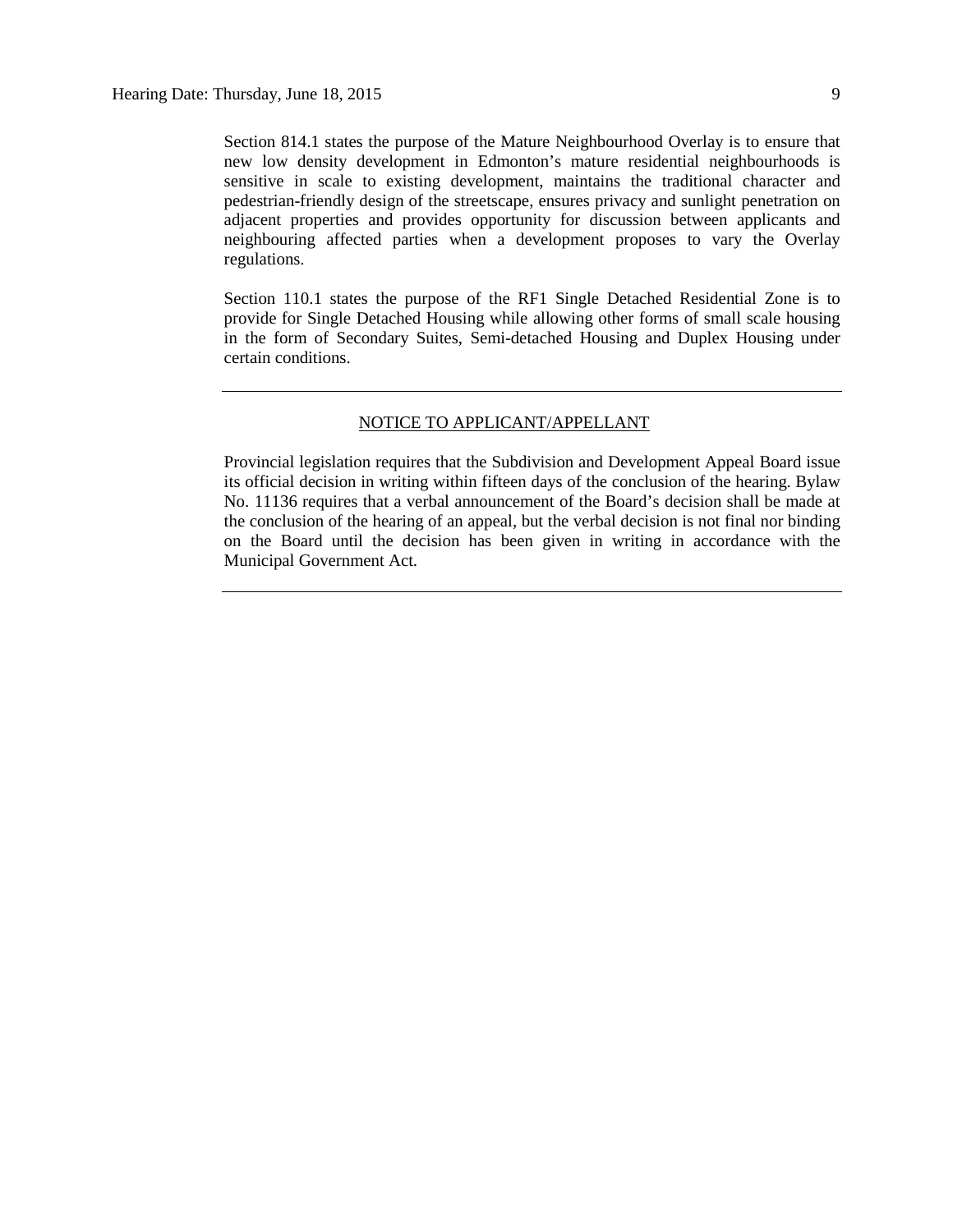Section 814.1 states the purpose of the Mature Neighbourhood Overlay is to ensure that new low density development in Edmonton's mature residential neighbourhoods is sensitive in scale to existing development, maintains the traditional character and pedestrian-friendly design of the streetscape, ensures privacy and sunlight penetration on adjacent properties and provides opportunity for discussion between applicants and neighbouring affected parties when a development proposes to vary the Overlay regulations.

Section 110.1 states the purpose of the RF1 Single Detached Residential Zone is to provide for Single Detached Housing while allowing other forms of small scale housing in the form of Secondary Suites, Semi-detached Housing and Duplex Housing under certain conditions.

---

NOTICE TO APPLICANT/APPELLANT

Provincial legislation requires that the Subdivision and Development Appeal Board issue its official decision in writing within fifteen days of the conclusion of the hearing. Bylaw No. 11136 requires that a verbal announcement of the Board's decision shall be made at the conclusion of the hearing of an appeal, but the verbal decision is not final nor binding on the Board until the decision has been given in writing in accordance with the Municipal Government Act.

---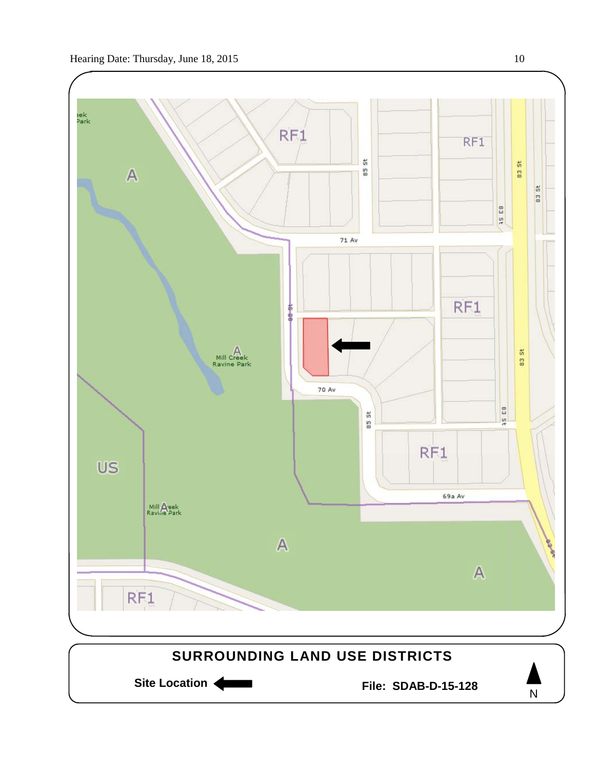## SURROUNDING LAND USE DISTRICTS

**Site Location** ⬅

**File: SDAB-D-15-128**

N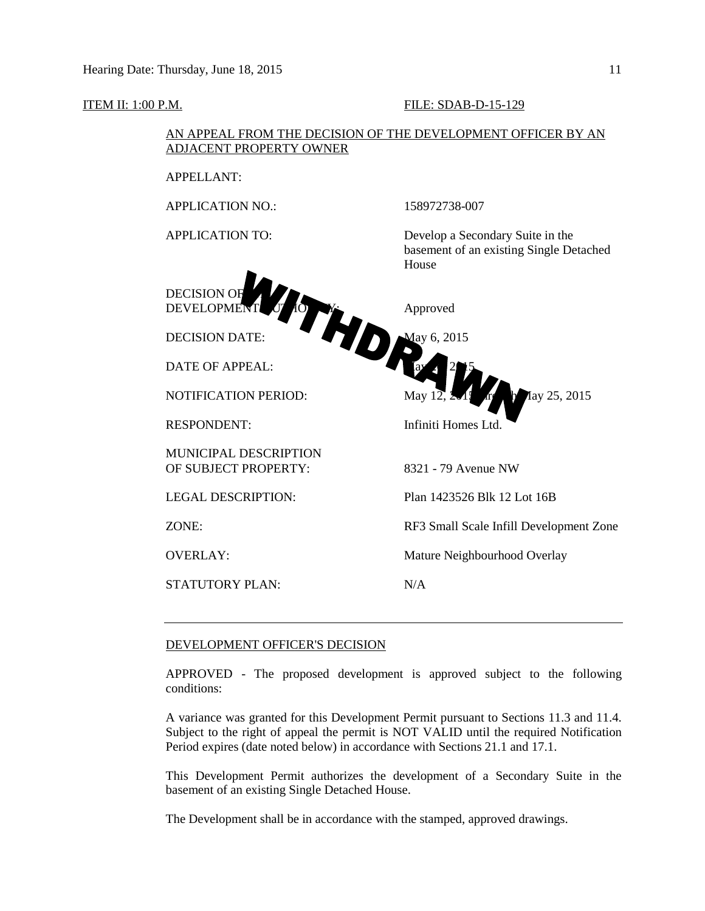ITEM II: 1:00 P.M. | FILE: SDAB-D-15-129

**WITHDRAWN**

AN APPEAL FROM THE DECISION OF THE DEVELOPMENT OFFICER BY AN ADJACENT PROPERTY OWNER

| | |
|---|---|
| APPELLANT: | |
| APPLICATION NO.: | 158972738-007 |
| APPLICATION TO: | Develop a Secondary Suite in the basement of an existing Single Detached House |
| DECISION OF DEVELOPMENT AUTHORITY: | Approved |
| DECISION DATE: | May 6, 2015 |
| DATE OF APPEAL: | May __, 2015 |
| NOTIFICATION PERIOD: | May 12, 2015 through May 25, 2015 |
| RESPONDENT: | Infiniti Homes Ltd. |
| MUNICIPAL DESCRIPTION OF SUBJECT PROPERTY: | 8321 - 79 Avenue NW |
| LEGAL DESCRIPTION: | Plan 1423526 Blk 12 Lot 16B |
| ZONE: | RF3 Small Scale Infill Development Zone |
| OVERLAY: | Mature Neighbourhood Overlay |
| STATUTORY PLAN: | N/A |

---

DEVELOPMENT OFFICER'S DECISION

APPROVED - The proposed development is approved subject to the following conditions:

A variance was granted for this Development Permit pursuant to Sections 11.3 and 11.4. Subject to the right of appeal the permit is NOT VALID until the required Notification Period expires (date noted below) in accordance with Sections 21.1 and 17.1.

This Development Permit authorizes the development of a Secondary Suite in the basement of an existing Single Detached House.

The Development shall be in accordance with the stamped, approved drawings.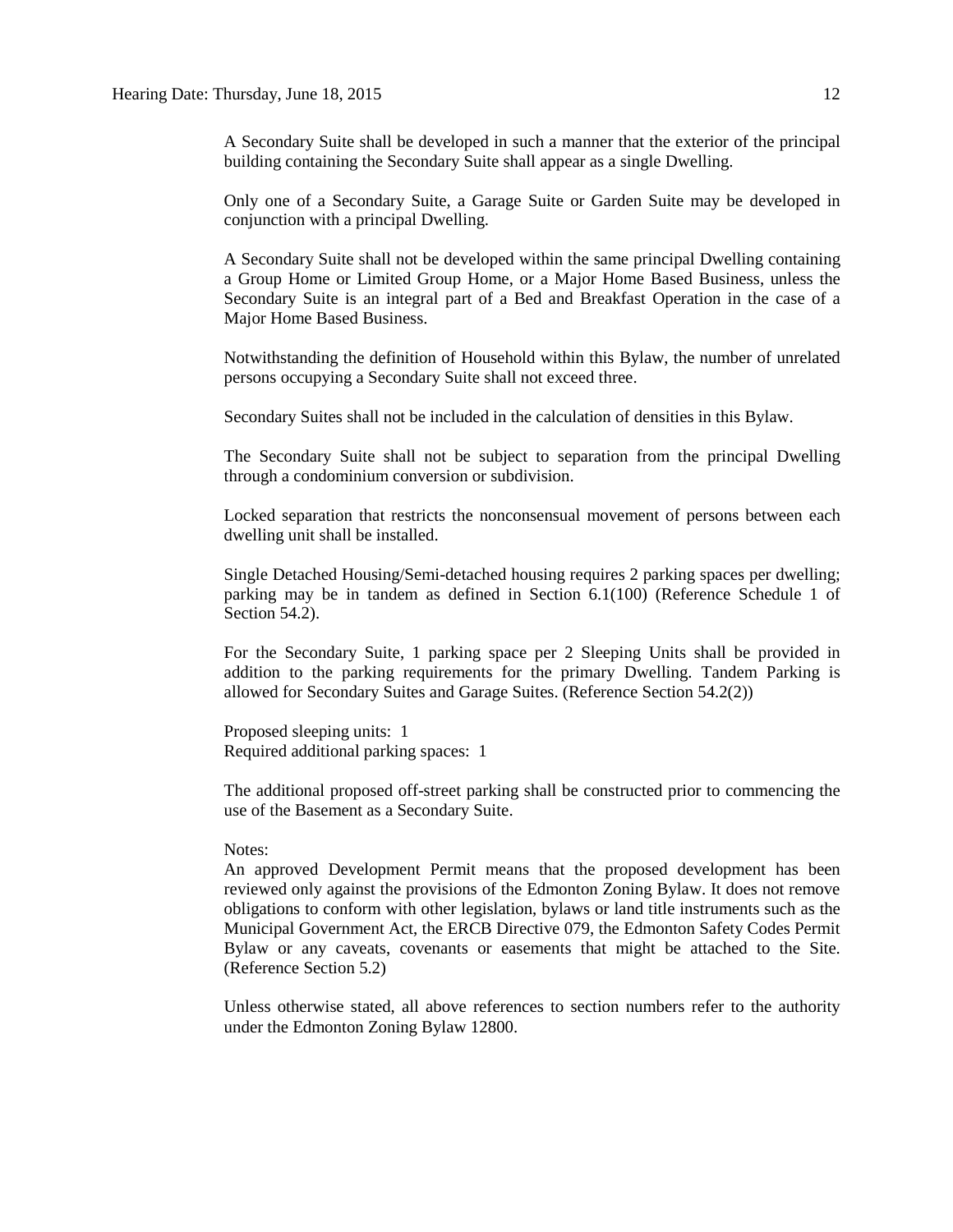A Secondary Suite shall be developed in such a manner that the exterior of the principal building containing the Secondary Suite shall appear as a single Dwelling.

Only one of a Secondary Suite, a Garage Suite or Garden Suite may be developed in conjunction with a principal Dwelling.

A Secondary Suite shall not be developed within the same principal Dwelling containing a Group Home or Limited Group Home, or a Major Home Based Business, unless the Secondary Suite is an integral part of a Bed and Breakfast Operation in the case of a Major Home Based Business.

Notwithstanding the definition of Household within this Bylaw, the number of unrelated persons occupying a Secondary Suite shall not exceed three.

Secondary Suites shall not be included in the calculation of densities in this Bylaw.

The Secondary Suite shall not be subject to separation from the principal Dwelling through a condominium conversion or subdivision.

Locked separation that restricts the nonconsensual movement of persons between each dwelling unit shall be installed.

Single Detached Housing/Semi-detached housing requires 2 parking spaces per dwelling; parking may be in tandem as defined in Section 6.1(100) (Reference Schedule 1 of Section 54.2).

For the Secondary Suite, 1 parking space per 2 Sleeping Units shall be provided in addition to the parking requirements for the primary Dwelling. Tandem Parking is allowed for Secondary Suites and Garage Suites. (Reference Section 54.2(2))

Proposed sleeping units: 1  
Required additional parking spaces: 1

The additional proposed off-street parking shall be constructed prior to commencing the use of the Basement as a Secondary Suite.

Notes:  
An approved Development Permit means that the proposed development has been reviewed only against the provisions of the Edmonton Zoning Bylaw. It does not remove obligations to conform with other legislation, bylaws or land title instruments such as the Municipal Government Act, the ERCB Directive 079, the Edmonton Safety Codes Permit Bylaw or any caveats, covenants or easements that might be attached to the Site. (Reference Section 5.2)

Unless otherwise stated, all above references to section numbers refer to the authority under the Edmonton Zoning Bylaw 12800.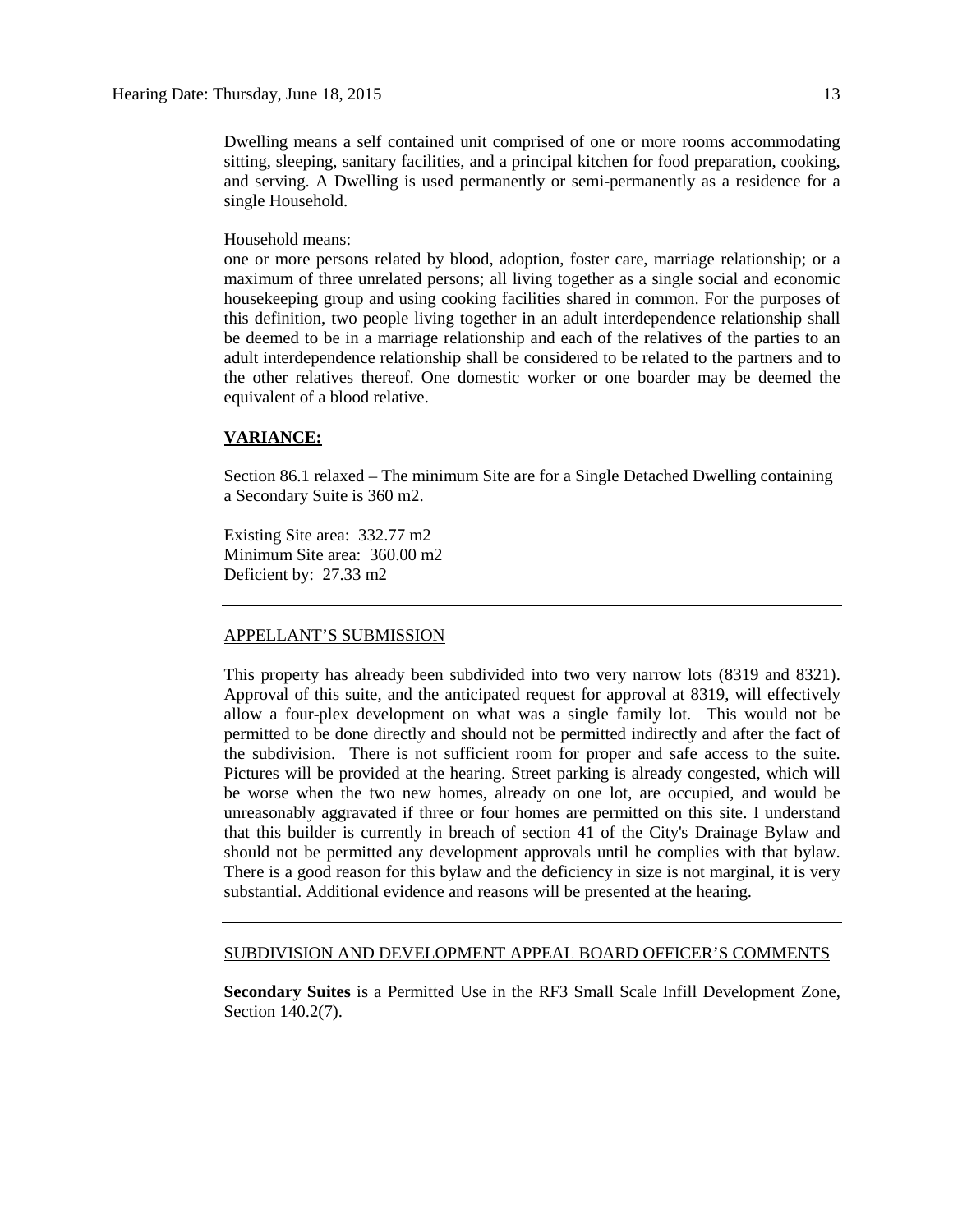Dwelling means a self contained unit comprised of one or more rooms accommodating sitting, sleeping, sanitary facilities, and a principal kitchen for food preparation, cooking, and serving. A Dwelling is used permanently or semi-permanently as a residence for a single Household.

Household means:
one or more persons related by blood, adoption, foster care, marriage relationship; or a maximum of three unrelated persons; all living together as a single social and economic housekeeping group and using cooking facilities shared in common. For the purposes of this definition, two people living together in an adult interdependence relationship shall be deemed to be in a marriage relationship and each of the relatives of the parties to an adult interdependence relationship shall be considered to be related to the partners and to the other relatives thereof. One domestic worker or one boarder may be deemed the equivalent of a blood relative.

**VARIANCE:**

Section 86.1 relaxed – The minimum Site are for a Single Detached Dwelling containing a Secondary Suite is 360 m2.

Existing Site area: 332.77 m2
Minimum Site area: 360.00 m2
Deficient by: 27.33 m2

---

APPELLANT'S SUBMISSION

This property has already been subdivided into two very narrow lots (8319 and 8321). Approval of this suite, and the anticipated request for approval at 8319, will effectively allow a four-plex development on what was a single family lot. This would not be permitted to be done directly and should not be permitted indirectly and after the fact of the subdivision. There is not sufficient room for proper and safe access to the suite. Pictures will be provided at the hearing. Street parking is already congested, which will be worse when the two new homes, already on one lot, are occupied, and would be unreasonably aggravated if three or four homes are permitted on this site. I understand that this builder is currently in breach of section 41 of the City's Drainage Bylaw and should not be permitted any development approvals until he complies with that bylaw. There is a good reason for this bylaw and the deficiency in size is not marginal, it is very substantial. Additional evidence and reasons will be presented at the hearing.

---

SUBDIVISION AND DEVELOPMENT APPEAL BOARD OFFICER'S COMMENTS

**Secondary Suites** is a Permitted Use in the RF3 Small Scale Infill Development Zone, Section 140.2(7).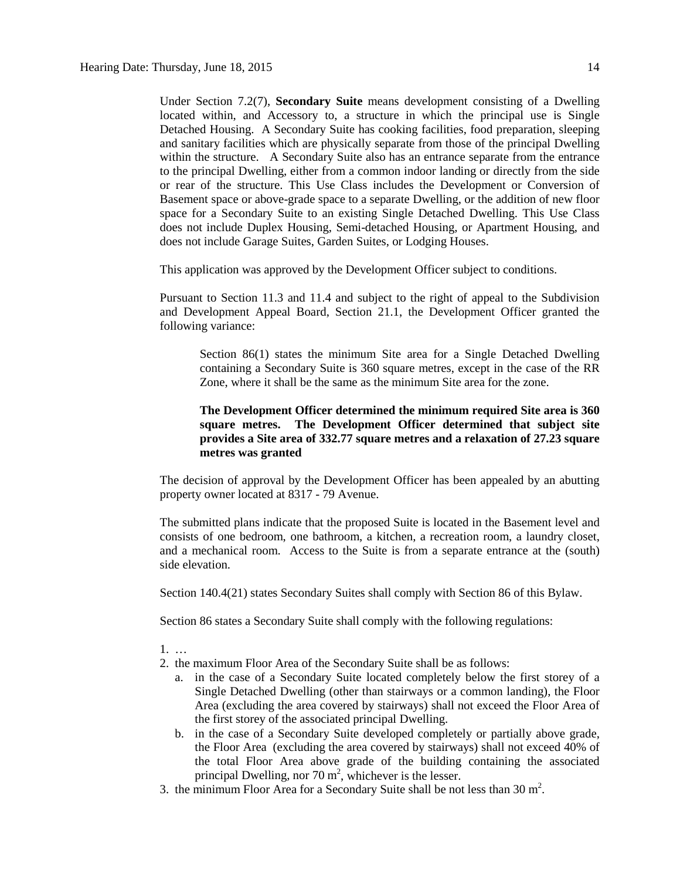Under Section 7.2(7), **Secondary Suite** means development consisting of a Dwelling located within, and Accessory to, a structure in which the principal use is Single Detached Housing. A Secondary Suite has cooking facilities, food preparation, sleeping and sanitary facilities which are physically separate from those of the principal Dwelling within the structure. A Secondary Suite also has an entrance separate from the entrance to the principal Dwelling, either from a common indoor landing or directly from the side or rear of the structure. This Use Class includes the Development or Conversion of Basement space or above-grade space to a separate Dwelling, or the addition of new floor space for a Secondary Suite to an existing Single Detached Dwelling. This Use Class does not include Duplex Housing, Semi-detached Housing, or Apartment Housing, and does not include Garage Suites, Garden Suites, or Lodging Houses.

This application was approved by the Development Officer subject to conditions.

Pursuant to Section 11.3 and 11.4 and subject to the right of appeal to the Subdivision and Development Appeal Board, Section 21.1, the Development Officer granted the following variance:

> Section 86(1) states the minimum Site area for a Single Detached Dwelling containing a Secondary Suite is 360 square metres, except in the case of the RR Zone, where it shall be the same as the minimum Site area for the zone.
>
> **The Development Officer determined the minimum required Site area is 360 square metres. The Development Officer determined that subject site provides a Site area of 332.77 square metres and a relaxation of 27.23 square metres was granted**

The decision of approval by the Development Officer has been appealed by an abutting property owner located at 8317 - 79 Avenue.

The submitted plans indicate that the proposed Suite is located in the Basement level and consists of one bedroom, one bathroom, a kitchen, a recreation room, a laundry closet, and a mechanical room. Access to the Suite is from a separate entrance at the (south) side elevation.

Section 140.4(21) states Secondary Suites shall comply with Section 86 of this Bylaw.

Section 86 states a Secondary Suite shall comply with the following regulations:

1. …
2. the maximum Floor Area of the Secondary Suite shall be as follows:
   a. in the case of a Secondary Suite located completely below the first storey of a Single Detached Dwelling (other than stairways or a common landing), the Floor Area (excluding the area covered by stairways) shall not exceed the Floor Area of the first storey of the associated principal Dwelling.
   b. in the case of a Secondary Suite developed completely or partially above grade, the Floor Area (excluding the area covered by stairways) shall not exceed 40% of the total Floor Area above grade of the building containing the associated principal Dwelling, nor 70 $m^2$, whichever is the lesser.
3. the minimum Floor Area for a Secondary Suite shall be not less than 30 $m^2$.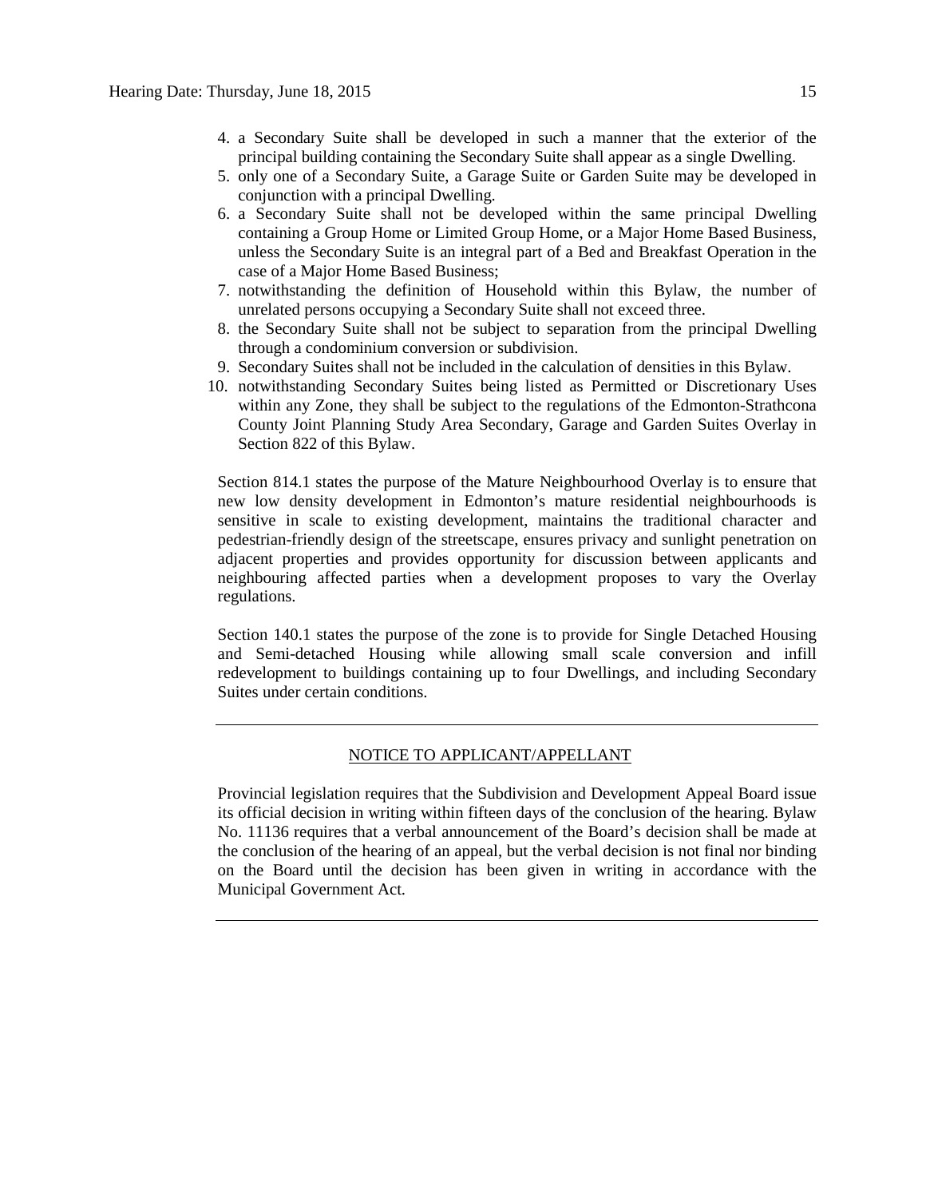4. a Secondary Suite shall be developed in such a manner that the exterior of the principal building containing the Secondary Suite shall appear as a single Dwelling.
5. only one of a Secondary Suite, a Garage Suite or Garden Suite may be developed in conjunction with a principal Dwelling.
6. a Secondary Suite shall not be developed within the same principal Dwelling containing a Group Home or Limited Group Home, or a Major Home Based Business, unless the Secondary Suite is an integral part of a Bed and Breakfast Operation in the case of a Major Home Based Business;
7. notwithstanding the definition of Household within this Bylaw, the number of unrelated persons occupying a Secondary Suite shall not exceed three.
8. the Secondary Suite shall not be subject to separation from the principal Dwelling through a condominium conversion or subdivision.
9. Secondary Suites shall not be included in the calculation of densities in this Bylaw.
10. notwithstanding Secondary Suites being listed as Permitted or Discretionary Uses within any Zone, they shall be subject to the regulations of the Edmonton-Strathcona County Joint Planning Study Area Secondary, Garage and Garden Suites Overlay in Section 822 of this Bylaw.

Section 814.1 states the purpose of the Mature Neighbourhood Overlay is to ensure that new low density development in Edmonton's mature residential neighbourhoods is sensitive in scale to existing development, maintains the traditional character and pedestrian-friendly design of the streetscape, ensures privacy and sunlight penetration on adjacent properties and provides opportunity for discussion between applicants and neighbouring affected parties when a development proposes to vary the Overlay regulations.

Section 140.1 states the purpose of the zone is to provide for Single Detached Housing and Semi-detached Housing while allowing small scale conversion and infill redevelopment to buildings containing up to four Dwellings, and including Secondary Suites under certain conditions.

---

NOTICE TO APPLICANT/APPELLANT

Provincial legislation requires that the Subdivision and Development Appeal Board issue its official decision in writing within fifteen days of the conclusion of the hearing. Bylaw No. 11136 requires that a verbal announcement of the Board's decision shall be made at the conclusion of the hearing of an appeal, but the verbal decision is not final nor binding on the Board until the decision has been given in writing in accordance with the Municipal Government Act.

---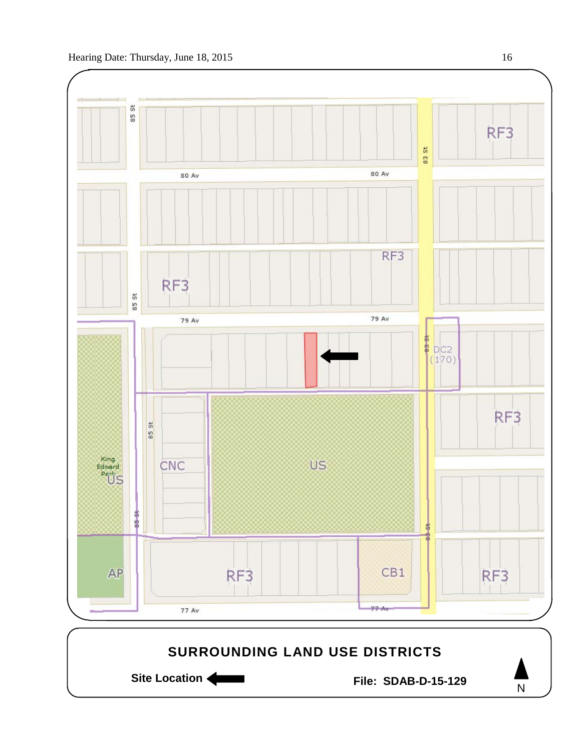## SURROUNDING LAND USE DISTRICTS

**Site Location** ←

**File: SDAB-D-15-129**

N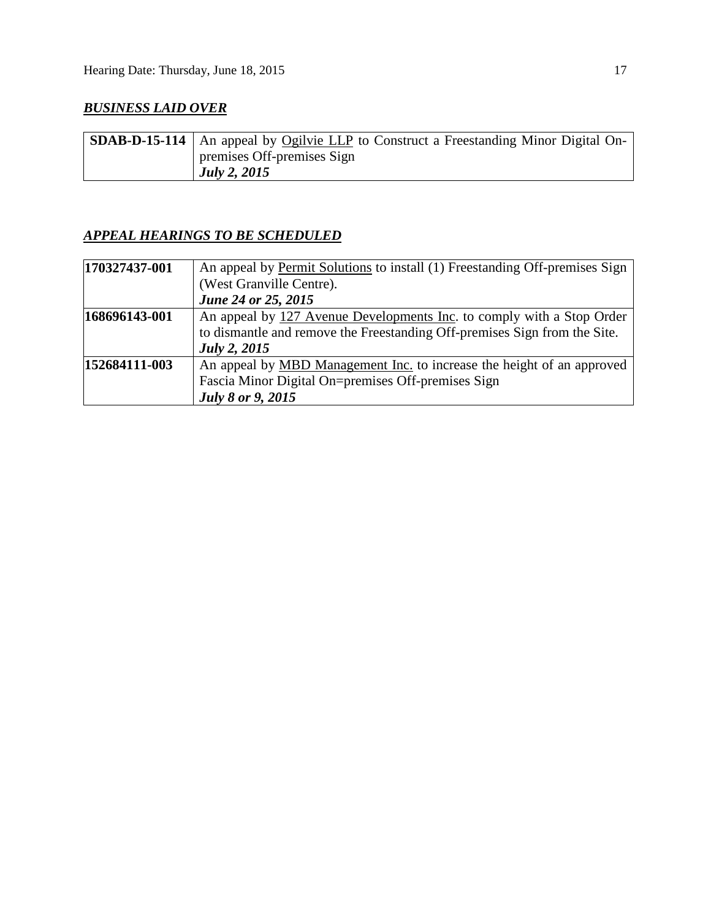## ***BUSINESS LAID OVER***

| | |
|---|---|
| **SDAB-D-15-114** | An appeal by <u>Ogilvie LLP</u> to Construct a Freestanding Minor Digital On-premises Off-premises Sign<br>***July 2, 2015*** |

## ***APPEAL HEARINGS TO BE SCHEDULED***

| | |
|---|---|
| **170327437-001** | An appeal by <u>Permit Solutions</u> to install (1) Freestanding Off-premises Sign (West Granville Centre).<br>***June 24 or 25, 2015*** |
| **168696143-001** | An appeal by <u>127 Avenue Developments Inc</u>. to comply with a Stop Order to dismantle and remove the Freestanding Off-premises Sign from the Site.<br>***July 2, 2015*** |
| **152684111-003** | An appeal by <u>MBD Management Inc.</u> to increase the height of an approved Fascia Minor Digital On=premises Off-premises Sign<br>***July 8 or 9, 2015*** |